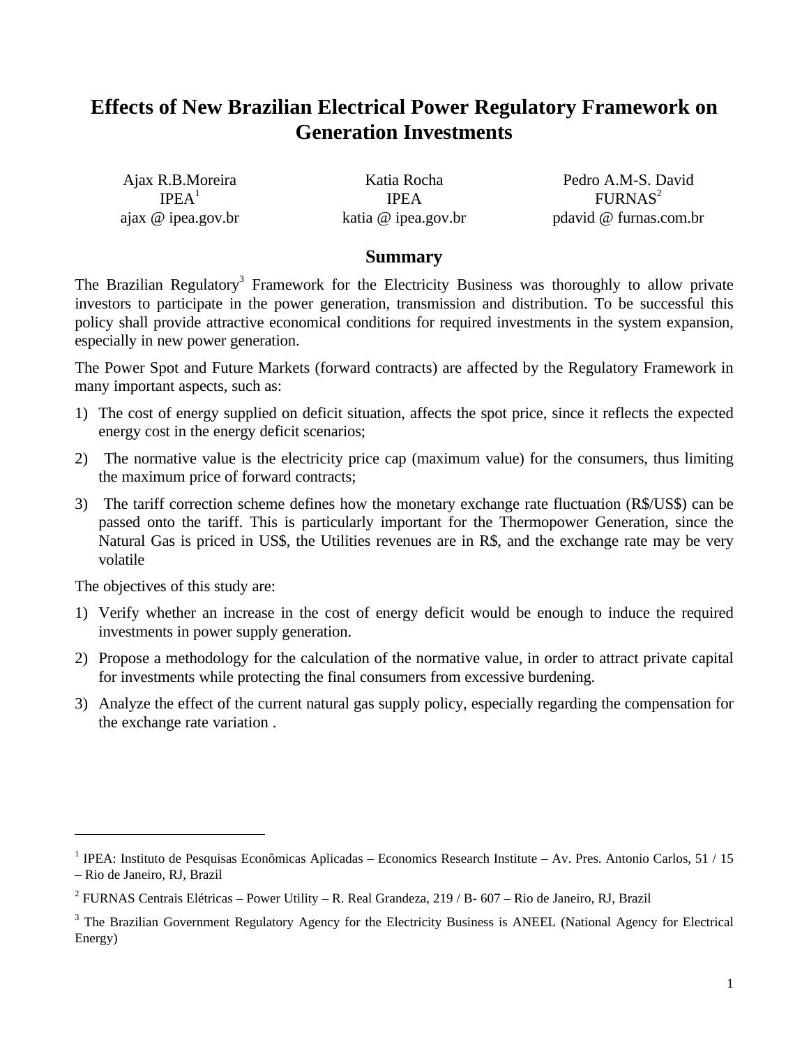# Effects of New Brazilian Electrical Power Regulatory Framework on Generation Investments

| Ajax R.B.Moreira | Katia Rocha | Pedro A.M-S. David |
|---|---|---|
| IPEA[1] | IPEA | FURNAS[2] |
| ajax @ ipea.gov.br | katia @ ipea.gov.br | pdavid @ furnas.com.br |

## Summary

The Brazilian Regulatory[3] Framework for the Electricity Business was thoroughly to allow private investors to participate in the power generation, transmission and distribution. To be successful this policy shall provide attractive economical conditions for required investments in the system expansion, especially in new power generation.

The Power Spot and Future Markets (forward contracts) are affected by the Regulatory Framework in many important aspects, such as:

1) The cost of energy supplied on deficit situation, affects the spot price, since it reflects the expected energy cost in the energy deficit scenarios;
2) The normative value is the electricity price cap (maximum value) for the consumers, thus limiting the maximum price of forward contracts;
3) The tariff correction scheme defines how the monetary exchange rate fluctuation (R$/US$) can be passed onto the tariff. This is particularly important for the Thermopower Generation, since the Natural Gas is priced in US$, the Utilities revenues are in R$, and the exchange rate may be very volatile

The objectives of this study are:

1) Verify whether an increase in the cost of energy deficit would be enough to induce the required investments in power supply generation.
2) Propose a methodology for the calculation of the normative value, in order to attract private capital for investments while protecting the final consumers from excessive burdening.
3) Analyze the effect of the current natural gas supply policy, especially regarding the compensation for the exchange rate variation .

---

[1] IPEA: Instituto de Pesquisas Econômicas Aplicadas – Economics Research Institute – Av. Pres. Antonio Carlos, 51 / 15 – Rio de Janeiro, RJ, Brazil

[2] FURNAS Centrais Elétricas – Power Utility – R. Real Grandeza, 219 / B- 607 – Rio de Janeiro, RJ, Brazil

[3] The Brazilian Government Regulatory Agency for the Electricity Business is ANEEL (National Agency for Electrical Energy)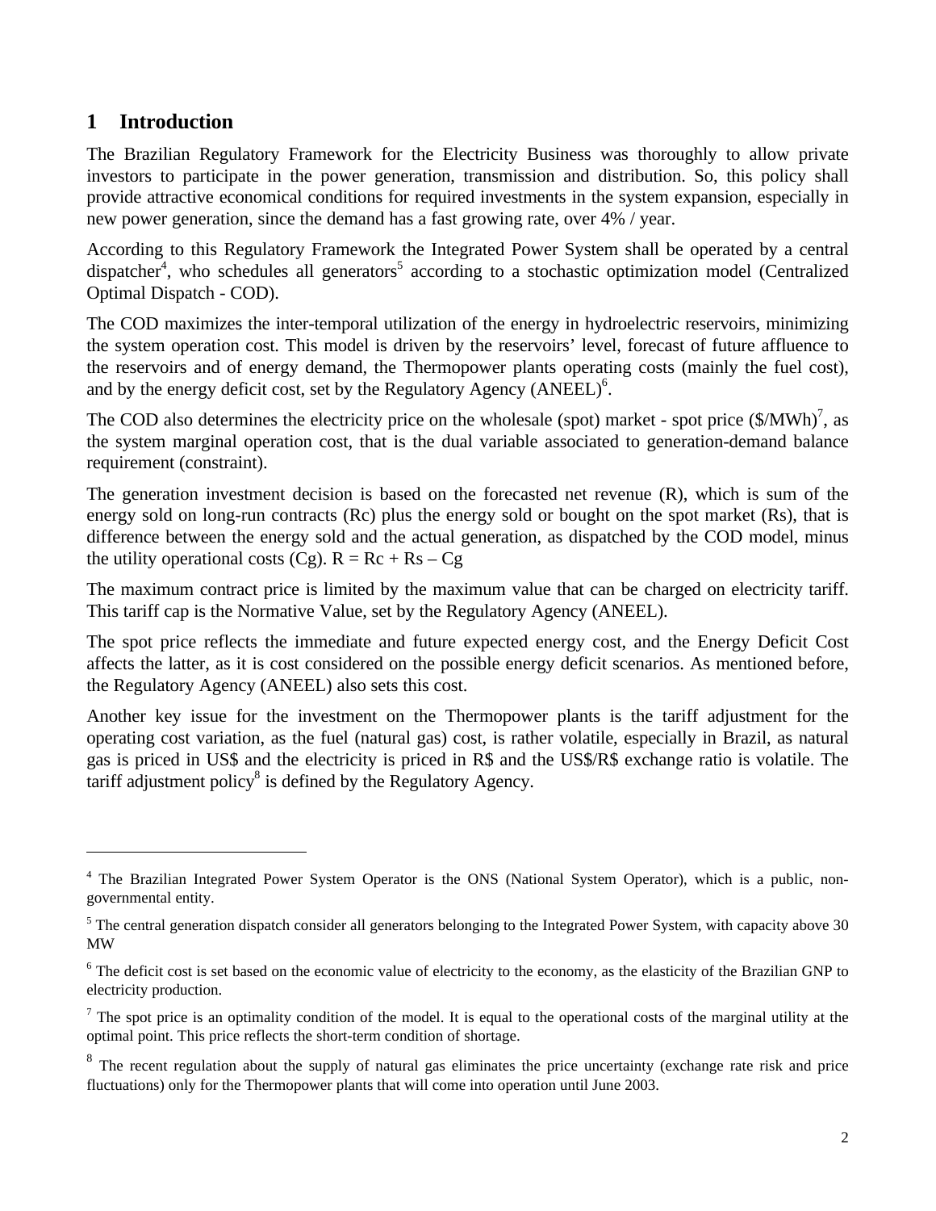# 1 Introduction

The Brazilian Regulatory Framework for the Electricity Business was thoroughly to allow private investors to participate in the power generation, transmission and distribution. So, this policy shall provide attractive economical conditions for required investments in the system expansion, especially in new power generation, since the demand has a fast growing rate, over 4% / year.

According to this Regulatory Framework the Integrated Power System shall be operated by a central dispatcher[4], who schedules all generators[5] according to a stochastic optimization model (Centralized Optimal Dispatch - COD).

The COD maximizes the inter-temporal utilization of the energy in hydroelectric reservoirs, minimizing the system operation cost. This model is driven by the reservoirs' level, forecast of future affluence to the reservoirs and of energy demand, the Thermopower plants operating costs (mainly the fuel cost), and by the energy deficit cost, set by the Regulatory Agency (ANEEL)[6].

The COD also determines the electricity price on the wholesale (spot) market - spot price ($/MWh)[7], as the system marginal operation cost, that is the dual variable associated to generation-demand balance requirement (constraint).

The generation investment decision is based on the forecasted net revenue (R), which is sum of the energy sold on long-run contracts (Rc) plus the energy sold or bought on the spot market (Rs), that is difference between the energy sold and the actual generation, as dispatched by the COD model, minus the utility operational costs (Cg). $R = Rc + Rs - Cg$

The maximum contract price is limited by the maximum value that can be charged on electricity tariff. This tariff cap is the Normative Value, set by the Regulatory Agency (ANEEL).

The spot price reflects the immediate and future expected energy cost, and the Energy Deficit Cost affects the latter, as it is cost considered on the possible energy deficit scenarios. As mentioned before, the Regulatory Agency (ANEEL) also sets this cost.

Another key issue for the investment on the Thermopower plants is the tariff adjustment for the operating cost variation, as the fuel (natural gas) cost, is rather volatile, especially in Brazil, as natural gas is priced in US$ and the electricity is priced in R$ and the US$/R$ exchange ratio is volatile. The tariff adjustment policy[8] is defined by the Regulatory Agency.

---

[4] The Brazilian Integrated Power System Operator is the ONS (National System Operator), which is a public, non-governmental entity.

[5] The central generation dispatch consider all generators belonging to the Integrated Power System, with capacity above 30 MW

[6] The deficit cost is set based on the economic value of electricity to the economy, as the elasticity of the Brazilian GNP to electricity production.

[7] The spot price is an optimality condition of the model. It is equal to the operational costs of the marginal utility at the optimal point. This price reflects the short-term condition of shortage.

[8] The recent regulation about the supply of natural gas eliminates the price uncertainty (exchange rate risk and price fluctuations) only for the Thermopower plants that will come into operation until June 2003.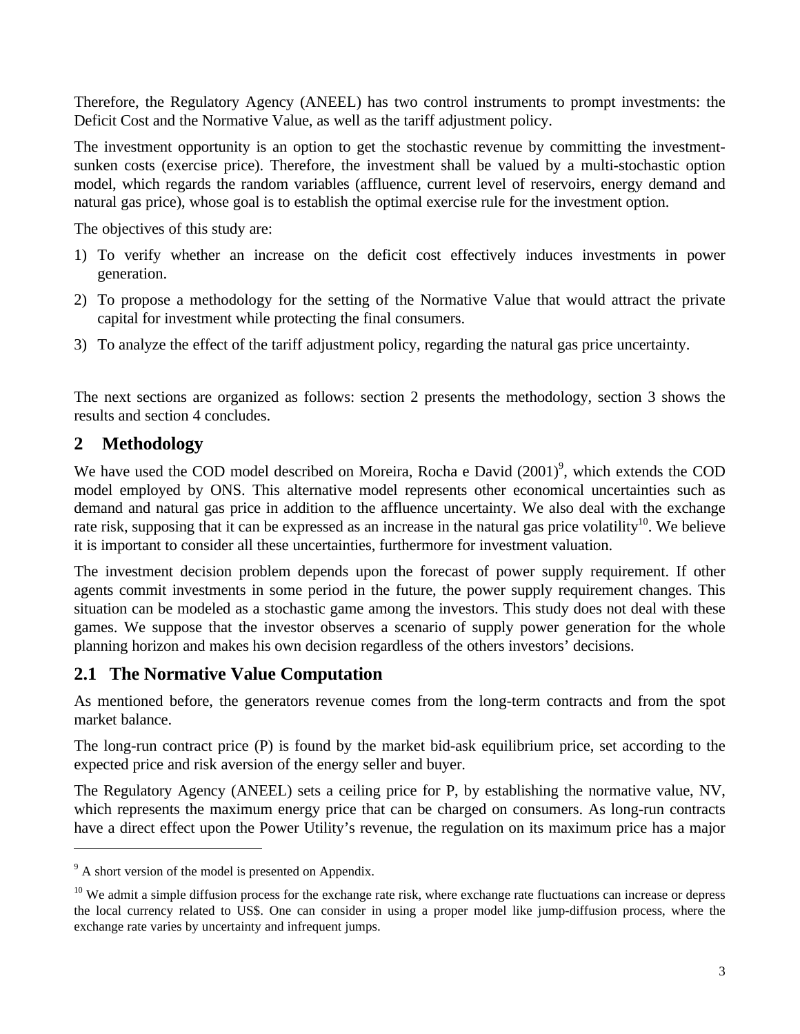Therefore, the Regulatory Agency (ANEEL) has two control instruments to prompt investments: the Deficit Cost and the Normative Value, as well as the tariff adjustment policy.

The investment opportunity is an option to get the stochastic revenue by committing the investment-sunken costs (exercise price). Therefore, the investment shall be valued by a multi-stochastic option model, which regards the random variables (affluence, current level of reservoirs, energy demand and natural gas price), whose goal is to establish the optimal exercise rule for the investment option.

The objectives of this study are:

1) To verify whether an increase on the deficit cost effectively induces investments in power generation.
2) To propose a methodology for the setting of the Normative Value that would attract the private capital for investment while protecting the final consumers.
3) To analyze the effect of the tariff adjustment policy, regarding the natural gas price uncertainty.

The next sections are organized as follows: section 2 presents the methodology, section 3 shows the results and section 4 concludes.

## 2 Methodology

We have used the COD model described on Moreira, Rocha e David (2001)[9], which extends the COD model employed by ONS. This alternative model represents other economical uncertainties such as demand and natural gas price in addition to the affluence uncertainty. We also deal with the exchange rate risk, supposing that it can be expressed as an increase in the natural gas price volatility[10]. We believe it is important to consider all these uncertainties, furthermore for investment valuation.

The investment decision problem depends upon the forecast of power supply requirement. If other agents commit investments in some period in the future, the power supply requirement changes. This situation can be modeled as a stochastic game among the investors. This study does not deal with these games. We suppose that the investor observes a scenario of supply power generation for the whole planning horizon and makes his own decision regardless of the others investors' decisions.

### 2.1 The Normative Value Computation

As mentioned before, the generators revenue comes from the long-term contracts and from the spot market balance.

The long-run contract price (P) is found by the market bid-ask equilibrium price, set according to the expected price and risk aversion of the energy seller and buyer.

The Regulatory Agency (ANEEL) sets a ceiling price for P, by establishing the normative value, NV, which represents the maximum energy price that can be charged on consumers. As long-run contracts have a direct effect upon the Power Utility's revenue, the regulation on its maximum price has a major

---

[9] A short version of the model is presented on Appendix.

[10] We admit a simple diffusion process for the exchange rate risk, where exchange rate fluctuations can increase or depress the local currency related to US$. One can consider in using a proper model like jump-diffusion process, where the exchange rate varies by uncertainty and infrequent jumps.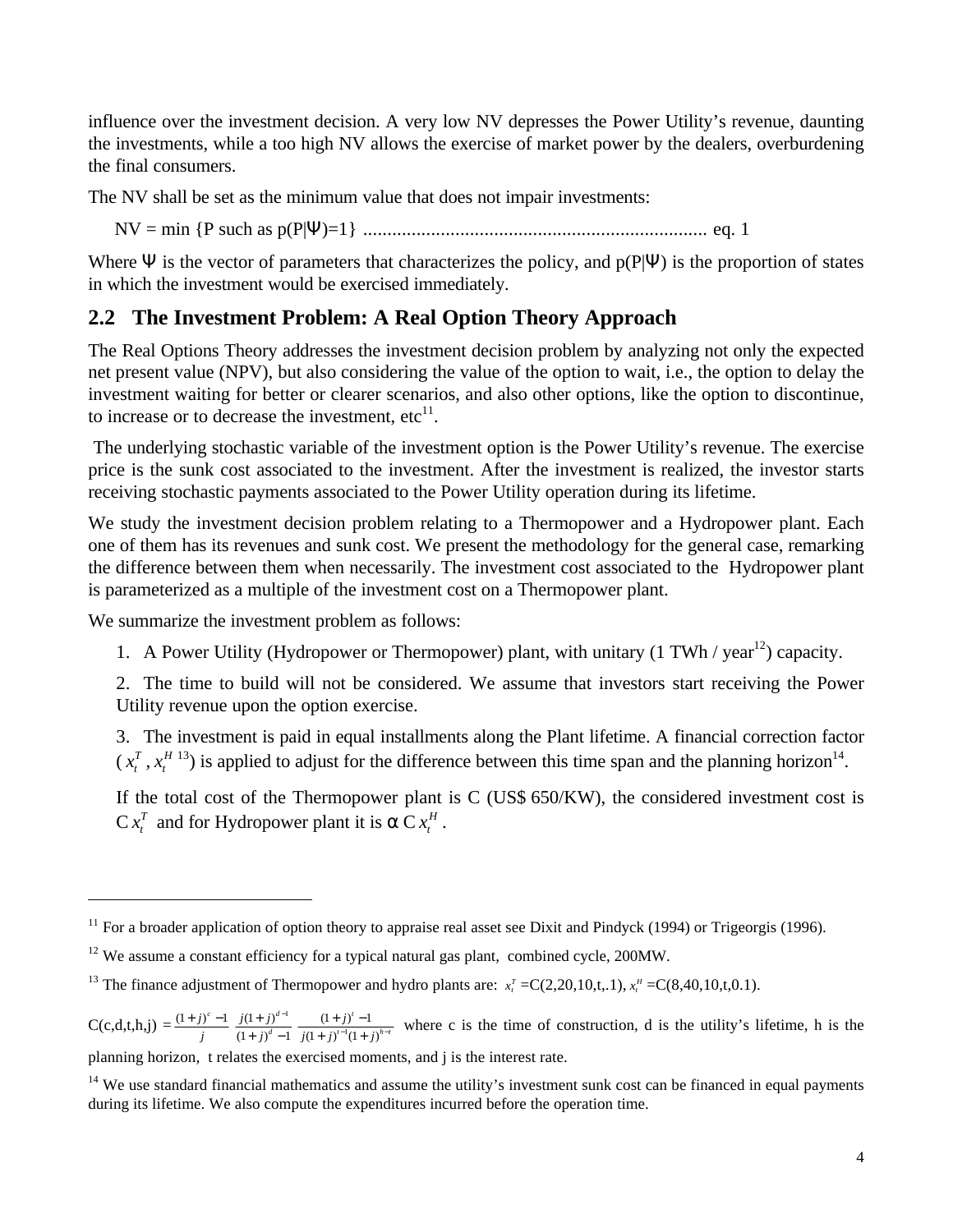influence over the investment decision. A very low NV depresses the Power Utility's revenue, daunting the investments, while a too high NV allows the exercise of market power by the dealers, overburdening the final consumers.

The NV shall be set as the minimum value that does not impair investments:

NV = min {P such as p(P|Ψ)=1} ........................................................................ eq. 1

Where Ψ is the vector of parameters that characterizes the policy, and p(P|Ψ) is the proportion of states in which the investment would be exercised immediately.

## 2.2 The Investment Problem: A Real Option Theory Approach

The Real Options Theory addresses the investment decision problem by analyzing not only the expected net present value (NPV), but also considering the value of the option to wait, i.e., the option to delay the investment waiting for better or clearer scenarios, and also other options, like the option to discontinue, to increase or to decrease the investment, etc[11].

The underlying stochastic variable of the investment option is the Power Utility's revenue. The exercise price is the sunk cost associated to the investment. After the investment is realized, the investor starts receiving stochastic payments associated to the Power Utility operation during its lifetime.

We study the investment decision problem relating to a Thermopower and a Hydropower plant. Each one of them has its revenues and sunk cost. We present the methodology for the general case, remarking the difference between them when necessarily. The investment cost associated to the Hydropower plant is parameterized as a multiple of the investment cost on a Thermopower plant.

We summarize the investment problem as follows:

1. A Power Utility (Hydropower or Thermopower) plant, with unitary (1 TWh / year[12]) capacity.
2. The time to build will not be considered. We assume that investors start receiving the Power Utility revenue upon the option exercise.
3. The investment is paid in equal installments along the Plant lifetime. A financial correction factor ($x_t^T$, $x_t^H$ [13]) is applied to adjust for the difference between this time span and the planning horizon[14].

If the total cost of the Thermopower plant is C (US$ 650/KW), the considered investment cost is C $x_t^T$ and for Hydropower plant it is α C $x_t^H$.

---

[11] For a broader application of option theory to appraise real asset see Dixit and Pindyck (1994) or Trigeorgis (1996).

[12] We assume a constant efficiency for a typical natural gas plant, combined cycle, 200MW.

[13] The finance adjustment of Thermopower and hydro plants are: $x_t^T$ =C(2,20,10,t,.1), $x_t^H$ =C(8,40,10,t,0.1).

$C(c,d,t,h,j) = \frac{(1+j)^c - 1}{j} \; \frac{j(1+j)^{d-1}}{(1+j)^d - 1} \; \frac{(1+j)^t - 1}{j(1+j)^{t-1}(1+j)^{h-t}}$ where c is the time of construction, d is the utility's lifetime, h is the planning horizon, t relates the exercised moments, and j is the interest rate.

[14] We use standard financial mathematics and assume the utility's investment sunk cost can be financed in equal payments during its lifetime. We also compute the expenditures incurred before the operation time.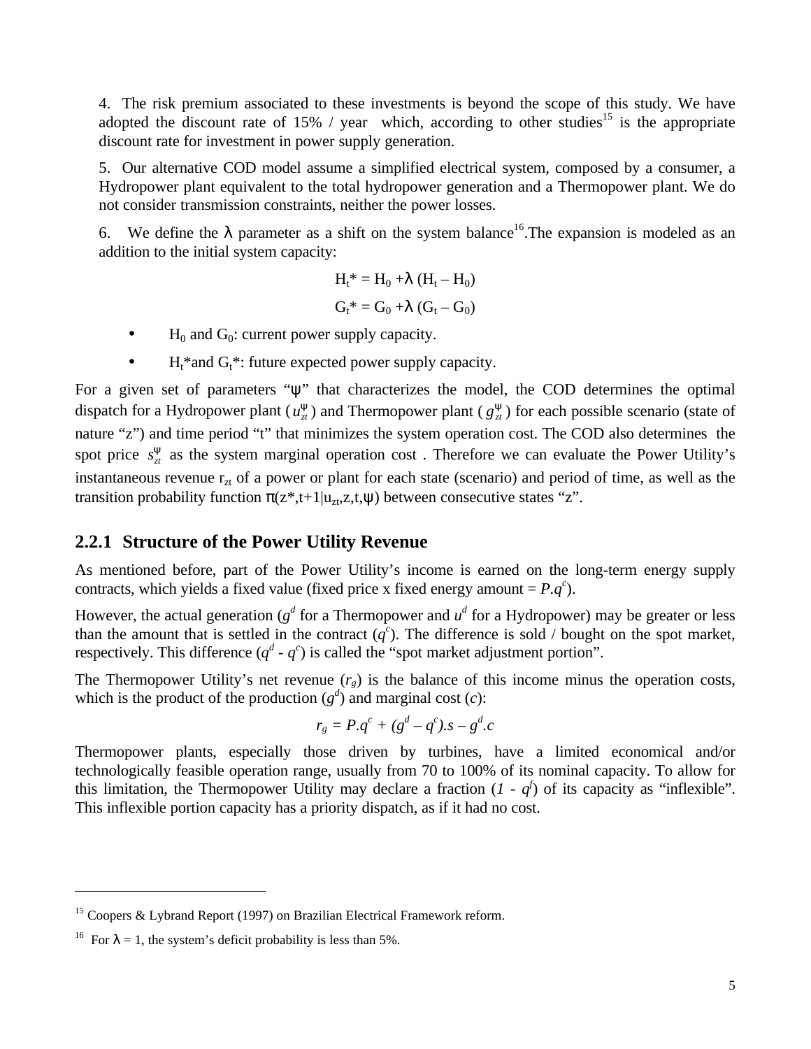4. The risk premium associated to these investments is beyond the scope of this study. We have adopted the discount rate of 15% / year which, according to other studies[15] is the appropriate discount rate for investment in power supply generation.

5. Our alternative COD model assume a simplified electrical system, composed by a consumer, a Hydropower plant equivalent to the total hydropower generation and a Thermopower plant. We do not consider transmission constraints, neither the power losses.

6. We define the λ parameter as a shift on the system balance[16].The expansion is modeled as an addition to the initial system capacity:

$$H_t^* = H_0 + \lambda\,(H_t - H_0)$$

$$G_t^* = G_0 + \lambda\,(G_t - G_0)$$

- $H_0$ and $G_0$: current power supply capacity.
- $H_t^*$and $G_t^*$: future expected power supply capacity.

For a given set of parameters "ψ" that characterizes the model, the COD determines the optimal dispatch for a Hydropower plant ($u_{zt}^{\psi}$) and Thermopower plant ($g_{zt}^{\psi}$) for each possible scenario (state of nature "z") and time period "t" that minimizes the system operation cost. The COD also determines the spot price $s_{zt}^{\psi}$ as the system marginal operation cost . Therefore we can evaluate the Power Utility's instantaneous revenue $r_{zt}$ of a power or plant for each state (scenario) and period of time, as well as the transition probability function $\pi(z^*,t+1|u_{zt},z,t,\psi)$ between consecutive states "z".

### 2.2.1 Structure of the Power Utility Revenue

As mentioned before, part of the Power Utility's income is earned on the long-term energy supply contracts, which yields a fixed value (fixed price x fixed energy amount = $P.q^c$).

However, the actual generation ($g^d$ for a Thermopower and $u^d$ for a Hydropower) may be greater or less than the amount that is settled in the contract ($q^c$). The difference is sold / bought on the spot market, respectively. This difference ($q^d$ - $q^c$) is called the "spot market adjustment portion".

The Thermopower Utility's net revenue ($r_g$) is the balance of this income minus the operation costs, which is the product of the production ($g^d$) and marginal cost ($c$):

$$r_g = P.q^c + (g^d - q^c).s - g^d.c$$

Thermopower plants, especially those driven by turbines, have a limited economical and/or technologically feasible operation range, usually from 70 to 100% of its nominal capacity. To allow for this limitation, the Thermopower Utility may declare a fraction ($1$ - $q^f$) of its capacity as "inflexible". This inflexible portion capacity has a priority dispatch, as if it had no cost.

---

[15] Coopers & Lybrand Report (1997) on Brazilian Electrical Framework reform.

[16] For λ = 1, the system's deficit probability is less than 5%.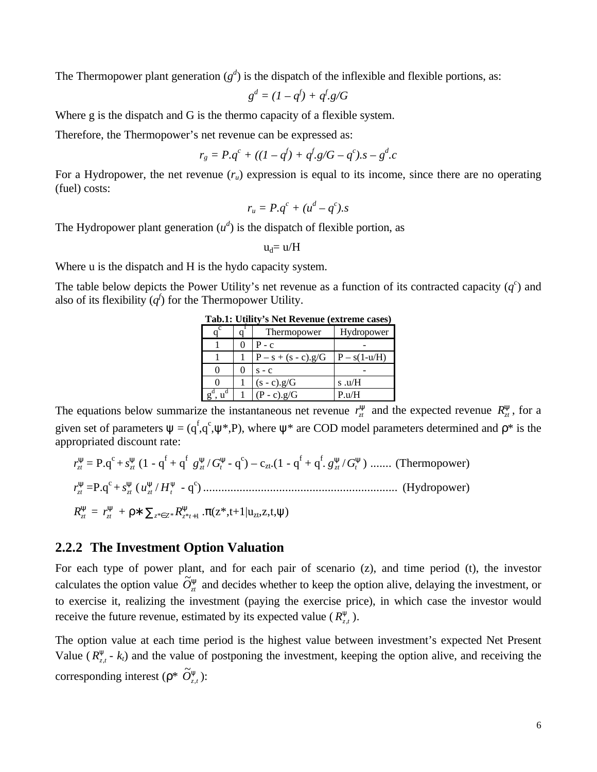The Thermopower plant generation ($g^d$) is the dispatch of the inflexible and flexible portions, as:

$$g^d = (1 – q^f) + q^f.g/G$$

Where g is the dispatch and G is the thermo capacity of a flexible system.

Therefore, the Thermopower's net revenue can be expressed as:

$$r_g = P.q^c + ((1 – q^f) + q^f.g/G – q^c).s – g^d.c$$

For a Hydropower, the net revenue ($r_u$) expression is equal to its income, since there are no operating (fuel) costs:

$$r_u = P.q^c + (u^d – q^c).s$$

The Hydropower plant generation ($u^d$) is the dispatch of flexible portion, as

$$u_d = u/H$$

Where u is the dispatch and H is the hydo capacity system.

The table below depicts the Power Utility's net revenue as a function of its contracted capacity ($q^c$) and also of its flexibility ($q^f$) for the Thermopower Utility.

**Tab.1: Utility's Net Revenue (extreme cases)**

| $q^c$ | $q^f$ | Thermopower | Hydropower |
|---|---|---|---|
| 1 | 0 | P - c | - |
| 1 | 1 | P – s + (s - c).g/G | P – s(1-u/H) |
| 0 | 0 | s - c | - |
| 0 | 1 | (s - c).g/G | s .u/H |
| $g^d$, $u^d$ | 1 | (P - c).g/G | P.u/H |

The equations below summarize the instantaneous net revenue $r^{\psi}_{zt}$ and the expected revenue $R^{\psi}_{zt}$, for a given set of parameters $\psi = (q^f, q^c, \psi^*, P)$, where $\psi^*$ are COD model parameters determined and $\rho^*$ is the appropriated discount rate:

$$r^{\psi}_{zt} = P.q^c + s^{\psi}_{zt}\,(1 - q^f + q^f\ g^{\psi}_{zt} / G^{\psi}_t - q^c) – c_{zt}.(1 - q^f + q^f.\ g^{\psi}_{zt} / G^{\psi}_t) \ \ldots\ldots\ \text{(Thermopower)}$$

$$r^{\psi}_{zt} = P.q^c + s^{\psi}_{zt}\,(u^{\psi}_{zt} / H^{\psi}_t\ - q^c) \ \ldots\ \text{(Hydropower)}$$

$$R^{\psi}_{zt} = r^{\psi}_{zt} + \rho * \sum_{z^* \in Z^*} R^{\psi}_{z^*t+1}\ .\pi(z^*,t+1|u_{zt},z,t,\psi)$$

### 2.2.2 The Investment Option Valuation

For each type of power plant, and for each pair of scenario (z), and time period (t), the investor calculates the option value $\tilde{O}^{\psi}_{zt}$ and decides whether to keep the option alive, delaying the investment, or to exercise it, realizing the investment (paying the exercise price), in which case the investor would receive the future revenue, estimated by its expected value ($R^{\psi}_{z,t}$).

The option value at each time period is the highest value between investment's expected Net Present Value ($R^{\psi}_{z,t}$ - $k_t$) and the value of postponing the investment, keeping the option alive, and receiving the corresponding interest ($\rho^*\ \tilde{O}^{\psi}_{z,t}$):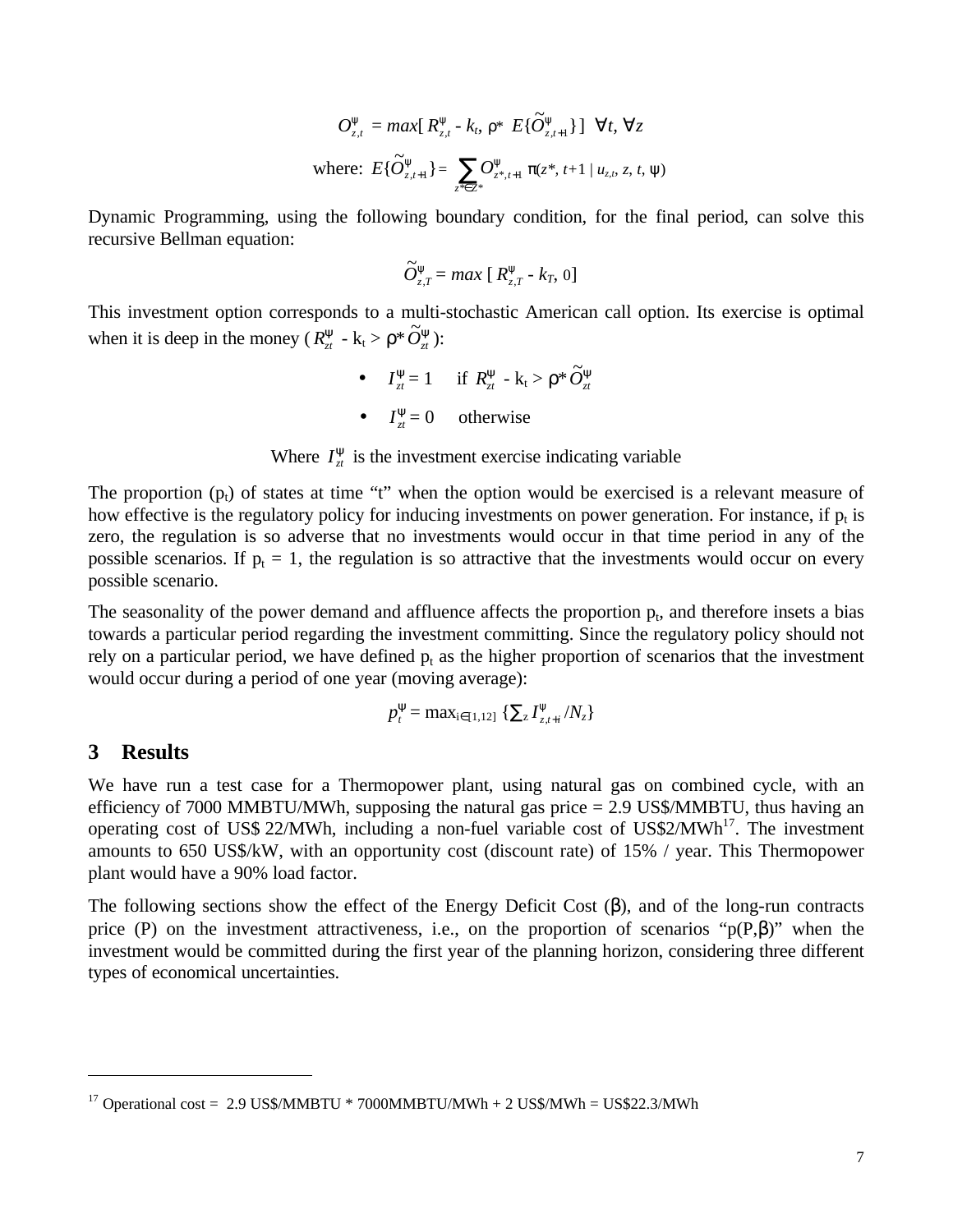$$O^{\psi}_{z,t} = max[\, R^{\psi}_{z,t} - k_t,\ \rho^*\ E\{\tilde{O}^{\psi}_{z,t+1}\}\,]\ \ \forall t, \forall z$$

$$\text{where: } E\{\tilde{O}^{\psi}_{z,t+1}\} = \sum_{z^* \in Z^*} O^{\psi}_{z^*,t+1}\ \pi(z^*, t+1 \mid u_{z,t}, z, t, \psi)$$

Dynamic Programming, using the following boundary condition, for the final period, can solve this recursive Bellman equation:

$$\tilde{O}^{\psi}_{z,T} = max\ [\, R^{\psi}_{z,T} - k_T,\ 0]$$

This investment option corresponds to a multi-stochastic American call option. Its exercise is optimal when it is deep in the money ($R^{\psi}_{zt} - k_t > \rho^* \tilde{O}^{\psi}_{zt}$):

- $I^{\psi}_{zt} = 1$ if $R^{\psi}_{zt} - k_t > \rho^* \tilde{O}^{\psi}_{zt}$
- $I^{\psi}_{zt} = 0$ otherwise

Where $I^{\psi}_{zt}$ is the investment exercise indicating variable

The proportion ($p_t$) of states at time "t" when the option would be exercised is a relevant measure of how effective is the regulatory policy for inducing investments on power generation. For instance, if $p_t$ is zero, the regulation is so adverse that no investments would occur in that time period in any of the possible scenarios. If $p_t = 1$, the regulation is so attractive that the investments would occur on every possible scenario.

The seasonality of the power demand and affluence affects the proportion $p_t$, and therefore insets a bias towards a particular period regarding the investment committing. Since the regulatory policy should not rely on a particular period, we have defined $p_t$ as the higher proportion of scenarios that the investment would occur during a period of one year (moving average):

$$p^{\psi}_{t} = \max_{i \in [1,12]} \{\textstyle\sum_z I^{\psi}_{z,t+i} / N_z\}$$

## 3 Results

We have run a test case for a Thermopower plant, using natural gas on combined cycle, with an efficiency of 7000 MMBTU/MWh, supposing the natural gas price = 2.9 US$/MMBTU, thus having an operating cost of US$ 22/MWh, including a non-fuel variable cost of US$2/MWh[17]. The investment amounts to 650 US$/kW, with an opportunity cost (discount rate) of 15% / year. This Thermopower plant would have a 90% load factor.

The following sections show the effect of the Energy Deficit Cost ($\beta$), and of the long-run contracts price (P) on the investment attractiveness, i.e., on the proportion of scenarios "p(P,$\beta$)" when the investment would be committed during the first year of the planning horizon, considering three different types of economical uncertainties.

---

[17] Operational cost = 2.9 US$/MMBTU * 7000MMBTU/MWh + 2 US$/MWh = US$22.3/MWh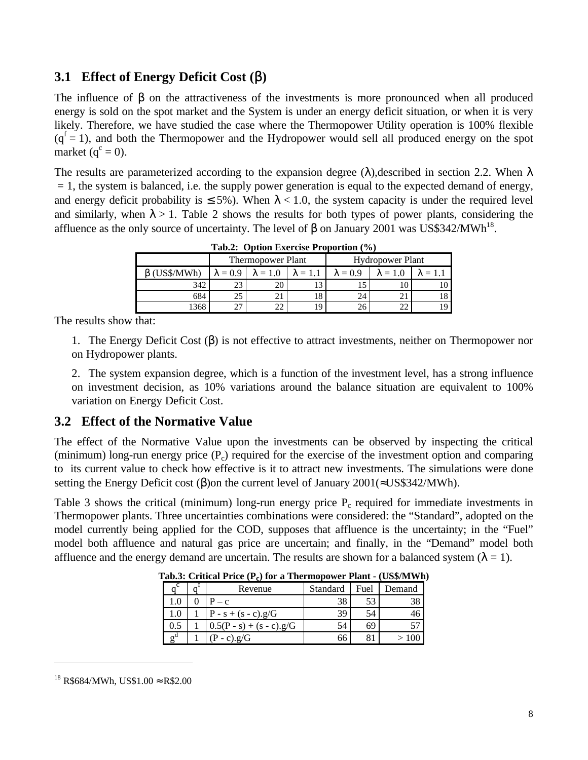## 3.1 Effect of Energy Deficit Cost (β)

The influence of β on the attractiveness of the investments is more pronounced when all produced energy is sold on the spot market and the System is under an energy deficit situation, or when it is very likely. Therefore, we have studied the case where the Thermopower Utility operation is 100% flexible ($q^f = 1$), and both the Thermopower and the Hydropower would sell all produced energy on the spot market ($q^c = 0$).

The results are parameterized according to the expansion degree (λ),described in section 2.2. When λ = 1, the system is balanced, i.e. the supply power generation is equal to the expected demand of energy, and energy deficit probability is ≤ 5%). When λ < 1.0, the system capacity is under the required level and similarly, when λ > 1. Table 2 shows the results for both types of power plants, considering the affluence as the only source of uncertainty. The level of β on January 2001 was US$342/MWh[18].

**Tab.2: Option Exercise Proportion (%)**

| | Thermopower Plant | | | Hydropower Plant | | |
|---|---|---|---|---|---|---|
| β (US$/MWh) | λ = 0.9 | λ = 1.0 | λ = 1.1 | λ = 0.9 | λ = 1.0 | λ = 1.1 |
| 342 | 23 | 20 | 13 | 15 | 10 | 10 |
| 684 | 25 | 21 | 18 | 24 | 21 | 18 |
| 1368 | 27 | 22 | 19 | 26 | 22 | 19 |

The results show that:

1. The Energy Deficit Cost (β) is not effective to attract investments, neither on Thermopower nor on Hydropower plants.

2. The system expansion degree, which is a function of the investment level, has a strong influence on investment decision, as 10% variations around the balance situation are equivalent to 100% variation on Energy Deficit Cost.

## 3.2 Effect of the Normative Value

The effect of the Normative Value upon the investments can be observed by inspecting the critical (minimum) long-run energy price ($P_c$) required for the exercise of the investment option and comparing to its current value to check how effective is it to attract new investments. The simulations were done setting the Energy Deficit cost (β)on the current level of January 2001(≈US$342/MWh).

Table 3 shows the critical (minimum) long-run energy price $P_c$ required for immediate investments in Thermopower plants. Three uncertainties combinations were considered: the "Standard", adopted on the model currently being applied for the COD, supposes that affluence is the uncertainty; in the "Fuel" model both affluence and natural gas price are uncertain; and finally, in the "Demand" model both affluence and the energy demand are uncertain. The results are shown for a balanced system (λ = 1).

**Tab.3: Critical Price ($P_c$) for a Thermopower Plant - (US$/MWh)**

| $q^c$ | $q^f$ | Revenue | Standard | Fuel | Demand |
|---|---|---|---|---|---|
| 1.0 | 0 | $P - c$ | 38 | 53 | 38 |
| 1.0 | 1 | $P - s + (s - c).g/G$ | 39 | 54 | 46 |
| 0.5 | 1 | $0.5(P - s) + (s - c).g/G$ | 54 | 69 | 57 |
| $g^d$ | 1 | $(P - c).g/G$ | 66 | 81 | > 100 |

[18] R$684/MWh, US$1.00 ≈ R$2.00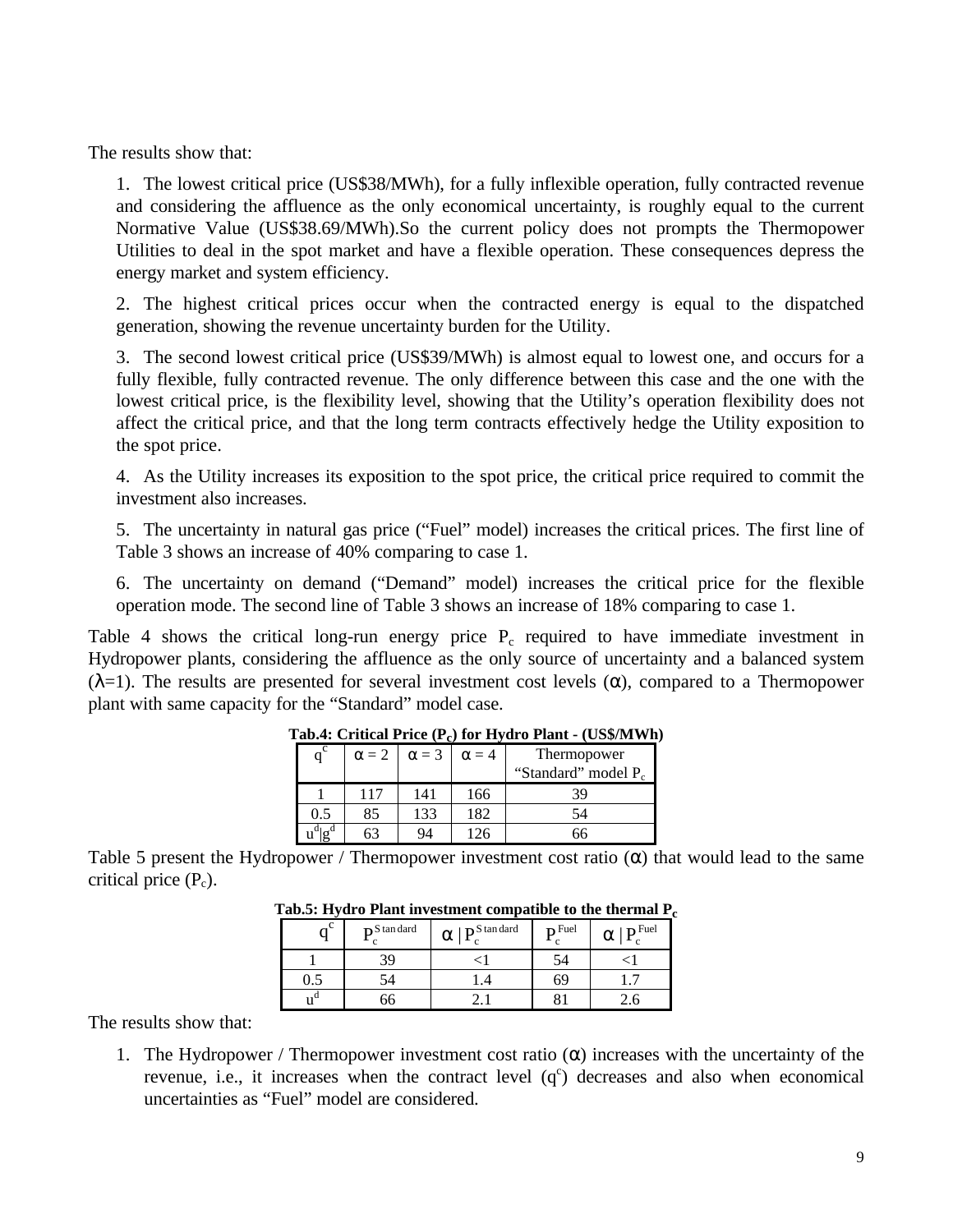The results show that:

1. The lowest critical price (US$38/MWh), for a fully inflexible operation, fully contracted revenue and considering the affluence as the only economical uncertainty, is roughly equal to the current Normative Value (US$38.69/MWh).So the current policy does not prompts the Thermopower Utilities to deal in the spot market and have a flexible operation. These consequences depress the energy market and system efficiency.

2. The highest critical prices occur when the contracted energy is equal to the dispatched generation, showing the revenue uncertainty burden for the Utility.

3. The second lowest critical price (US$39/MWh) is almost equal to lowest one, and occurs for a fully flexible, fully contracted revenue. The only difference between this case and the one with the lowest critical price, is the flexibility level, showing that the Utility's operation flexibility does not affect the critical price, and that the long term contracts effectively hedge the Utility exposition to the spot price.

4. As the Utility increases its exposition to the spot price, the critical price required to commit the investment also increases.

5. The uncertainty in natural gas price ("Fuel" model) increases the critical prices. The first line of Table 3 shows an increase of 40% comparing to case 1.

6. The uncertainty on demand ("Demand" model) increases the critical price for the flexible operation mode. The second line of Table 3 shows an increase of 18% comparing to case 1.

Table 4 shows the critical long-run energy price $P_c$ required to have immediate investment in Hydropower plants, considering the affluence as the only source of uncertainty and a balanced system ($\lambda$=1). The results are presented for several investment cost levels ($\alpha$), compared to a Thermopower plant with same capacity for the "Standard" model case.

**Tab.4: Critical Price ($P_c$) for Hydro Plant - (US$/MWh)**

| $q^c$ | $\alpha = 2$ | $\alpha = 3$ | $\alpha = 4$ | Thermopower "Standard" model $P_c$ |
|---|---|---|---|---|
| 1 | 117 | 141 | 166 | 39 |
| 0.5 | 85 | 133 | 182 | 54 |
| $u^d \vert g^d$ | 63 | 94 | 126 | 66 |

Table 5 present the Hydropower / Thermopower investment cost ratio ($\alpha$) that would lead to the same critical price ($P_c$).

**Tab.5: Hydro Plant investment compatible to the thermal $P_c$**

| $q^c$ | $P_c^{Standard}$ | $\alpha \mid P_c^{Standard}$ | $P_c^{Fuel}$ | $\alpha \mid P_c^{Fuel}$ |
|---|---|---|---|---|
| 1 | 39 | <1 | 54 | <1 |
| 0.5 | 54 | 1.4 | 69 | 1.7 |
| $u^d$ | 66 | 2.1 | 81 | 2.6 |

The results show that:

1. The Hydropower / Thermopower investment cost ratio ($\alpha$) increases with the uncertainty of the revenue, i.e., it increases when the contract level ($q^c$) decreases and also when economical uncertainties as "Fuel" model are considered.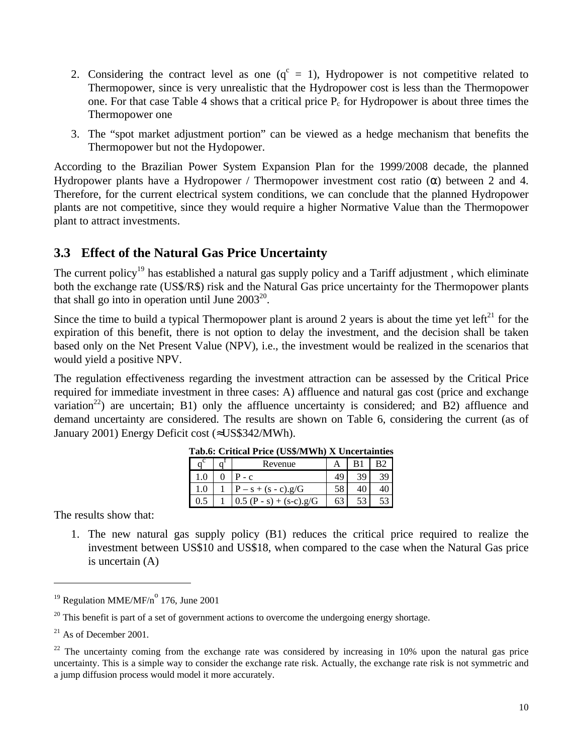2. Considering the contract level as one ($q^c = 1$), Hydropower is not competitive related to Thermopower, since is very unrealistic that the Hydropower cost is less than the Thermopower one. For that case Table 4 shows that a critical price $P_c$ for Hydropower is about three times the Thermopower one

3. The "spot market adjustment portion" can be viewed as a hedge mechanism that benefits the Thermopower but not the Hydopower.

According to the Brazilian Power System Expansion Plan for the 1999/2008 decade, the planned Hydropower plants have a Hydropower / Thermopower investment cost ratio ($\alpha$) between 2 and 4. Therefore, for the current electrical system conditions, we can conclude that the planned Hydropower plants are not competitive, since they would require a higher Normative Value than the Thermopower plant to attract investments.

## 3.3 Effect of the Natural Gas Price Uncertainty

The current policy[19] has established a natural gas supply policy and a Tariff adjustment , which eliminate both the exchange rate (US$/R$) risk and the Natural Gas price uncertainty for the Thermopower plants that shall go into in operation until June 2003[20].

Since the time to build a typical Thermopower plant is around 2 years is about the time yet left[21] for the expiration of this benefit, there is not option to delay the investment, and the decision shall be taken based only on the Net Present Value (NPV), i.e., the investment would be realized in the scenarios that would yield a positive NPV.

The regulation effectiveness regarding the investment attraction can be assessed by the Critical Price required for immediate investment in three cases: A) affluence and natural gas cost (price and exchange variation[22]) are uncertain; B1) only the affluence uncertainty is considered; and B2) affluence and demand uncertainty are considered. The results are shown on Table 6, considering the current (as of January 2001) Energy Deficit cost (≈US$342/MWh).

**Tab.6: Critical Price (US$/MWh) X Uncertainties**

| $q^c$ | $q^f$ | Revenue | A | B1 | B2 |
|---|---|---|---|---|---|
| 1.0 | 0 | P - c | 49 | 39 | 39 |
| 1.0 | 1 | P – s + (s - c).g/G | 58 | 40 | 40 |
| 0.5 | 1 | 0.5 (P - s) + (s-c).g/G | 63 | 53 | 53 |

The results show that:

1. The new natural gas supply policy (B1) reduces the critical price required to realize the investment between US$10 and US$18, when compared to the case when the Natural Gas price is uncertain (A)

---

[19] Regulation MME/MF/nº 176, June 2001

[20] This benefit is part of a set of government actions to overcome the undergoing energy shortage.

[21] As of December 2001.

[22] The uncertainty coming from the exchange rate was considered by increasing in 10% upon the natural gas price uncertainty. This is a simple way to consider the exchange rate risk. Actually, the exchange rate risk is not symmetric and a jump diffusion process would model it more accurately.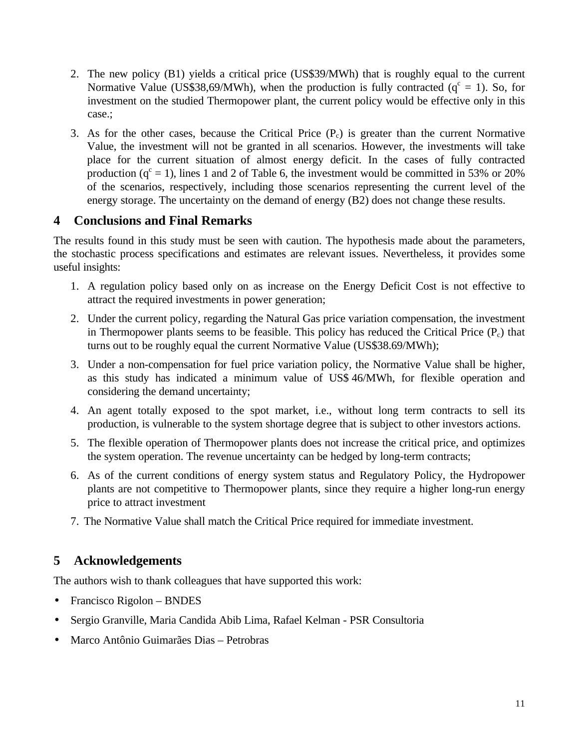2. The new policy (B1) yields a critical price (US$39/MWh) that is roughly equal to the current Normative Value (US$38,69/MWh), when the production is fully contracted ($q^c = 1$). So, for investment on the studied Thermopower plant, the current policy would be effective only in this case.;

3. As for the other cases, because the Critical Price ($P_c$) is greater than the current Normative Value, the investment will not be granted in all scenarios. However, the investments will take place for the current situation of almost energy deficit. In the cases of fully contracted production ($q^c = 1$), lines 1 and 2 of Table 6, the investment would be committed in 53% or 20% of the scenarios, respectively, including those scenarios representing the current level of the energy storage. The uncertainty on the demand of energy (B2) does not change these results.

# 4 Conclusions and Final Remarks

The results found in this study must be seen with caution. The hypothesis made about the parameters, the stochastic process specifications and estimates are relevant issues. Nevertheless, it provides some useful insights:

1. A regulation policy based only on as increase on the Energy Deficit Cost is not effective to attract the required investments in power generation;
2. Under the current policy, regarding the Natural Gas price variation compensation, the investment in Thermopower plants seems to be feasible. This policy has reduced the Critical Price ($P_c$) that turns out to be roughly equal the current Normative Value (US$38.69/MWh);
3. Under a non-compensation for fuel price variation policy, the Normative Value shall be higher, as this study has indicated a minimum value of US$ 46/MWh, for flexible operation and considering the demand uncertainty;
4. An agent totally exposed to the spot market, i.e., without long term contracts to sell its production, is vulnerable to the system shortage degree that is subject to other investors actions.
5. The flexible operation of Thermopower plants does not increase the critical price, and optimizes the system operation. The revenue uncertainty can be hedged by long-term contracts;
6. As of the current conditions of energy system status and Regulatory Policy, the Hydropower plants are not competitive to Thermopower plants, since they require a higher long-run energy price to attract investment
7. The Normative Value shall match the Critical Price required for immediate investment.

# 5 Acknowledgements

The authors wish to thank colleagues that have supported this work:

- Francisco Rigolon – BNDES
- Sergio Granville, Maria Candida Abib Lima, Rafael Kelman - PSR Consultoria
- Marco Antônio Guimarães Dias – Petrobras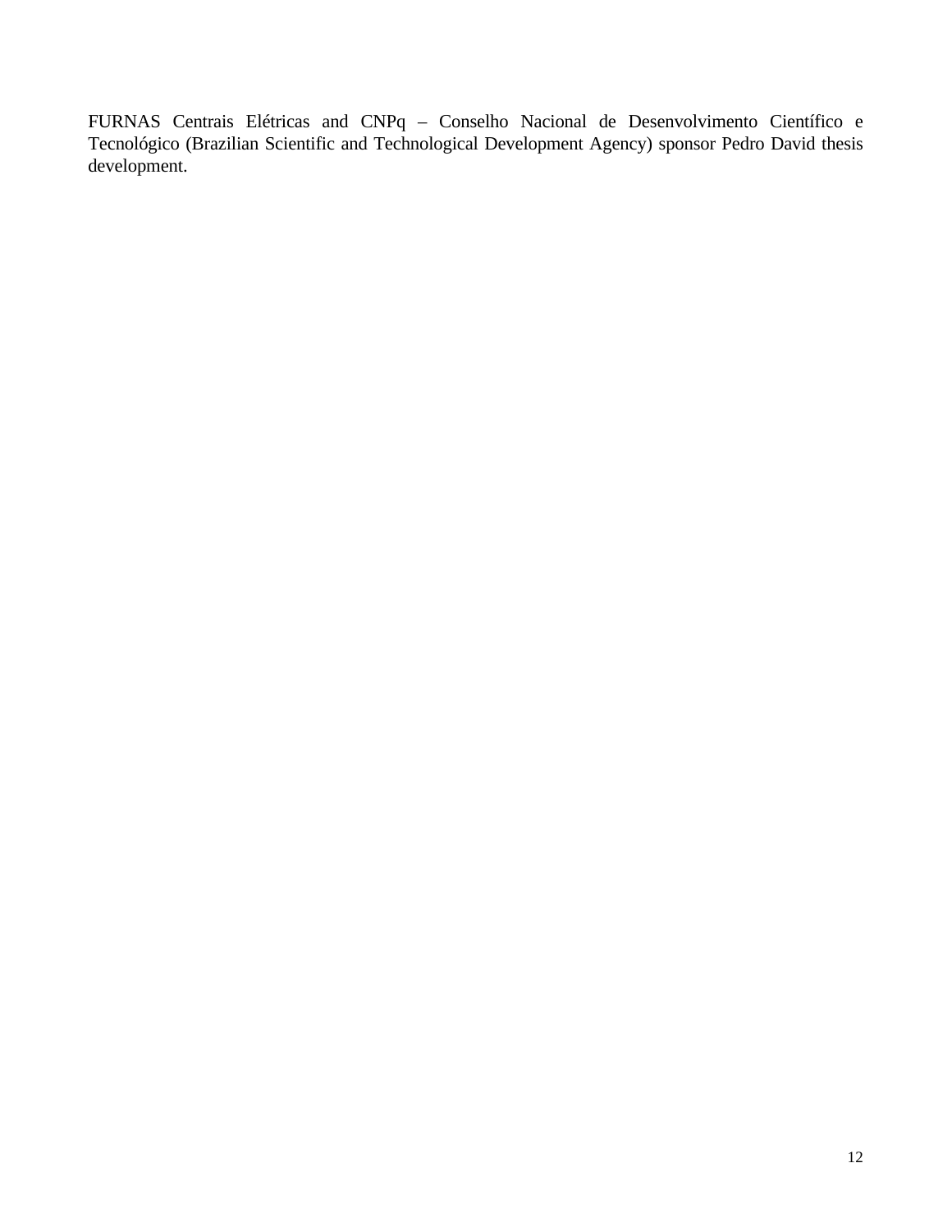FURNAS Centrais Elétricas and CNPq – Conselho Nacional de Desenvolvimento Científico e Tecnológico (Brazilian Scientific and Technological Development Agency) sponsor Pedro David thesis development.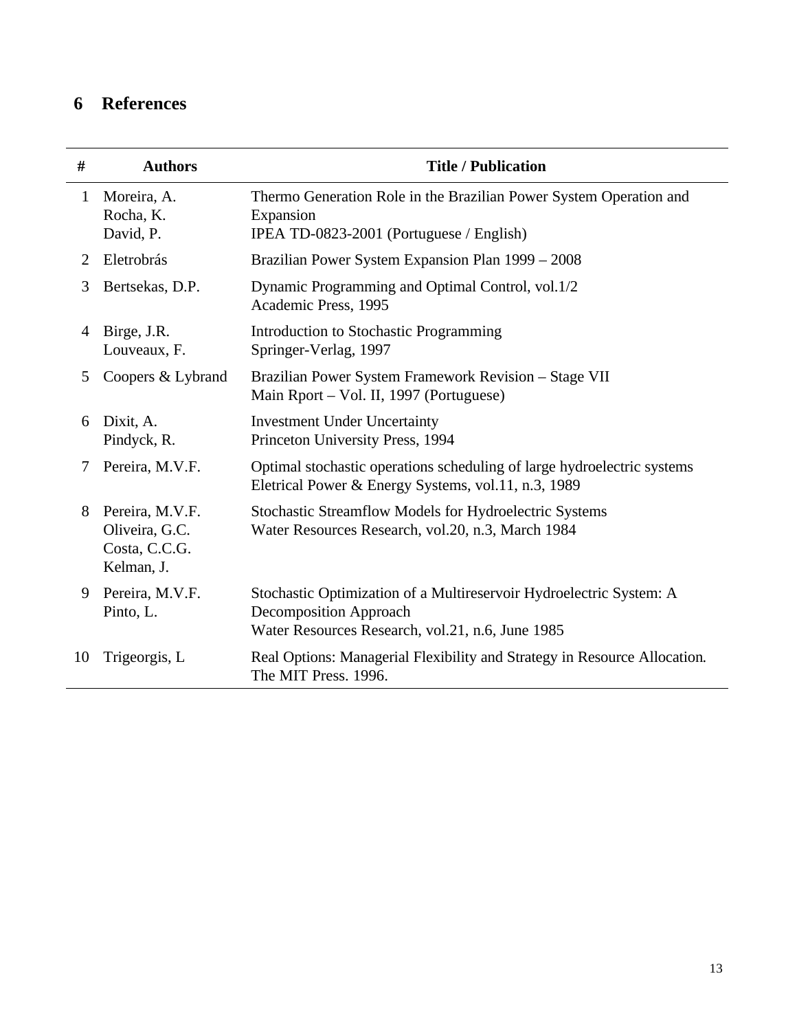## 6 References

| # | Authors | Title / Publication |
|---|---|---|
| 1 | Moreira, A.<br>Rocha, K.<br>David, P. | Thermo Generation Role in the Brazilian Power System Operation and Expansion<br>IPEA TD-0823-2001 (Portuguese / English) |
| 2 | Eletrobrás | Brazilian Power System Expansion Plan 1999 – 2008 |
| 3 | Bertsekas, D.P. | Dynamic Programming and Optimal Control, vol.1/2<br>Academic Press, 1995 |
| 4 | Birge, J.R.<br>Louveaux, F. | Introduction to Stochastic Programming<br>Springer-Verlag, 1997 |
| 5 | Coopers & Lybrand | Brazilian Power System Framework Revision – Stage VII<br>Main Rport – Vol. II, 1997 (Portuguese) |
| 6 | Dixit, A.<br>Pindyck, R. | Investment Under Uncertainty<br>Princeton University Press, 1994 |
| 7 | Pereira, M.V.F. | Optimal stochastic operations scheduling of large hydroelectric systems<br>Eletrical Power & Energy Systems, vol.11, n.3, 1989 |
| 8 | Pereira, M.V.F.<br>Oliveira, G.C.<br>Costa, C.C.G.<br>Kelman, J. | Stochastic Streamflow Models for Hydroelectric Systems<br>Water Resources Research, vol.20, n.3, March 1984 |
| 9 | Pereira, M.V.F.<br>Pinto, L. | Stochastic Optimization of a Multireservoir Hydroelectric System: A Decomposition Approach<br>Water Resources Research, vol.21, n.6, June 1985 |
| 10 | Trigeorgis, L | Real Options: Managerial Flexibility and Strategy in Resource Allocation.<br>The MIT Press. 1996. |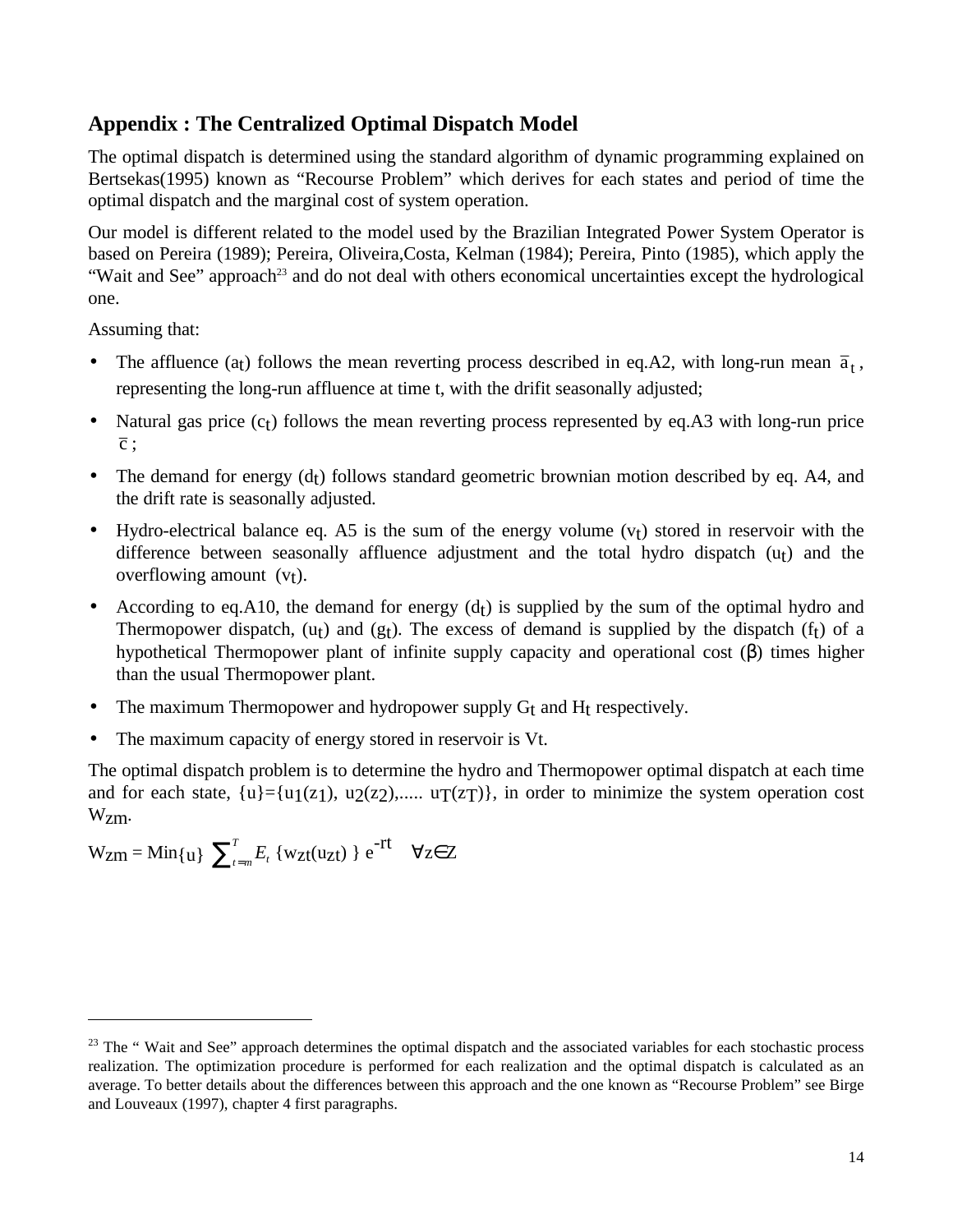## Appendix : The Centralized Optimal Dispatch Model

The optimal dispatch is determined using the standard algorithm of dynamic programming explained on Bertsekas(1995) known as "Recourse Problem" which derives for each states and period of time the optimal dispatch and the marginal cost of system operation.

Our model is different related to the model used by the Brazilian Integrated Power System Operator is based on Pereira (1989); Pereira, Oliveira,Costa, Kelman (1984); Pereira, Pinto (1985), which apply the "Wait and See" approach[23] and do not deal with others economical uncertainties except the hydrological one.

Assuming that:

- The affluence ($a_t$) follows the mean reverting process described in eq.A2, with long-run mean $\bar{a}_t$, representing the long-run affluence at time t, with the drifit seasonally adjusted;
- Natural gas price ($c_t$) follows the mean reverting process represented by eq.A3 with long-run price $\bar{c}$ ;
- The demand for energy ($d_t$) follows standard geometric brownian motion described by eq. A4, and the drift rate is seasonally adjusted.
- Hydro-electrical balance eq. A5 is the sum of the energy volume ($v_t$) stored in reservoir with the difference between seasonally affluence adjustment and the total hydro dispatch ($u_t$) and the overflowing amount ($v_t$).
- According to eq.A10, the demand for energy ($d_t$) is supplied by the sum of the optimal hydro and Thermopower dispatch, ($u_t$) and ($g_t$). The excess of demand is supplied by the dispatch ($f_t$) of a hypothetical Thermopower plant of infinite supply capacity and operational cost ($\beta$) times higher than the usual Thermopower plant.
- The maximum Thermopower and hydropower supply $G_t$ and $H_t$ respectively.
- The maximum capacity of energy stored in reservoir is Vt.

The optimal dispatch problem is to determine the hydro and Thermopower optimal dispatch at each time and for each state, $\{u\}=\{u_1(z_1), u_2(z_2),..... u_T(z_T)\}$, in order to minimize the system operation cost $W_{zm}$.

$$W_{zm} = \text{Min}\{u\} \sum_{t=m}^{T} E_t \{w_{zt}(u_{zt})\} e^{-rt} \quad \forall z \in Z$$

[23] The " Wait and See" approach determines the optimal dispatch and the associated variables for each stochastic process realization. The optimization procedure is performed for each realization and the optimal dispatch is calculated as an average. To better details about the differences between this approach and the one known as "Recourse Problem" see Birge and Louveaux (1997), chapter 4 first paragraphs.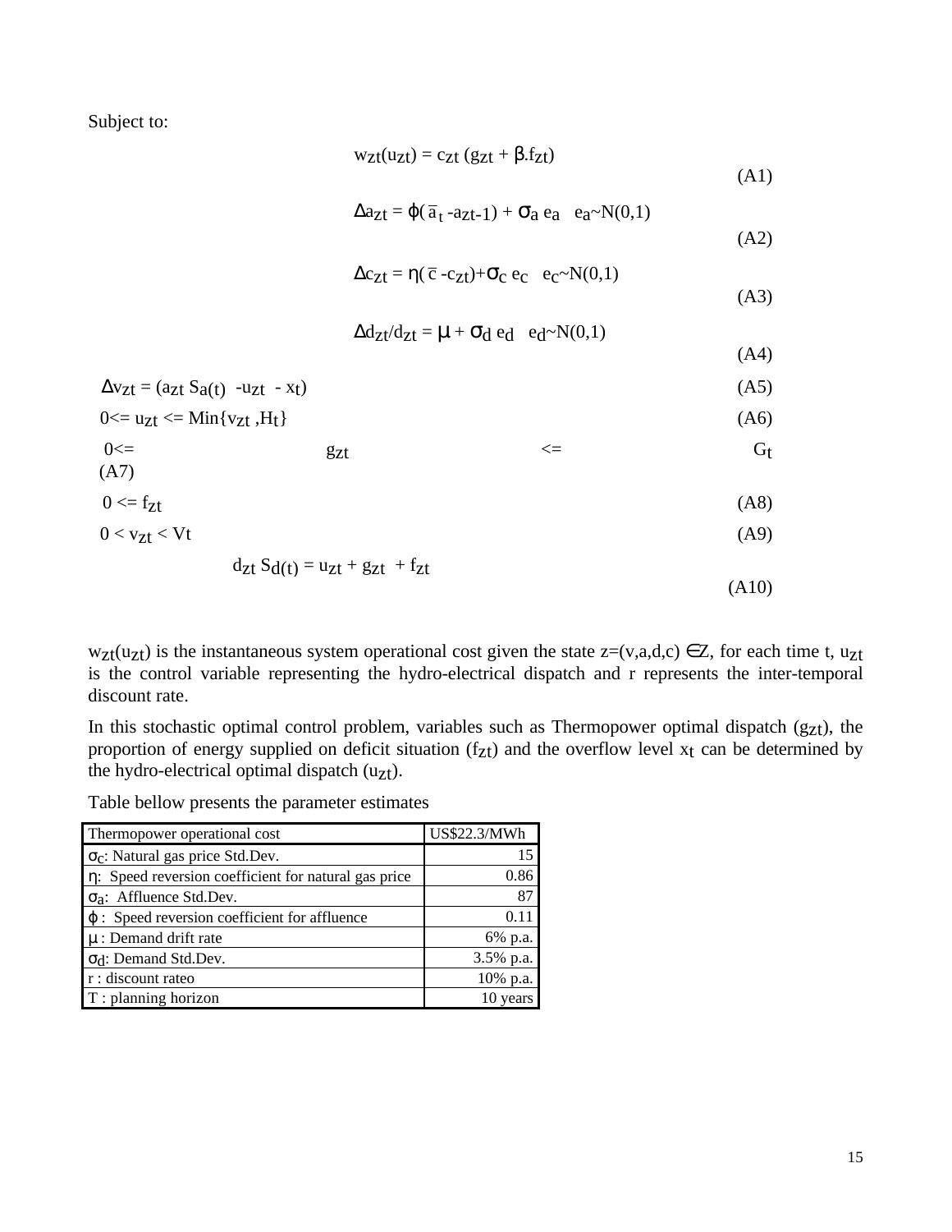Subject to:

$$w_{zt}(u_{zt}) = c_{zt}\,(g_{zt} + \beta.f_{zt}) \tag{A1}$$

$$\Delta a_{zt} = \varphi(\bar{a}_t - a_{zt-1}) + \sigma_a e_a \quad e_a \sim N(0,1) \tag{A2}$$

$$\Delta c_{zt} = \eta(\bar{c} - c_{zt}) + \sigma_c e_c \quad e_c \sim N(0,1) \tag{A3}$$

$$\Delta d_{zt}/d_{zt} = \mu + \sigma_d e_d \quad e_d \sim N(0,1) \tag{A4}$$

$$\Delta v_{zt} = (a_{zt} S_{a(t)} - u_{zt} - x_t) \tag{A5}$$

$$0 <= u_{zt} <= \mathrm{Min}\{v_{zt}, H_t\} \tag{A6}$$

$$0 <= g_{zt} <= G_t \tag{A7}$$

$$0 <= f_{zt} \tag{A8}$$

$$0 < v_{zt} < Vt \tag{A9}$$

$$d_{zt} S_{d(t)} = u_{zt} + g_{zt} + f_{zt} \tag{A10}$$

$w_{zt}(u_{zt})$ is the instantaneous system operational cost given the state $z=(v,a,d,c) \in Z$, for each time t, $u_{zt}$ is the control variable representing the hydro-electrical dispatch and r represents the inter-temporal discount rate.

In this stochastic optimal control problem, variables such as Thermopower optimal dispatch ($g_{zt}$), the proportion of energy supplied on deficit situation ($f_{zt}$) and the overflow level $x_t$ can be determined by the hydro-electrical optimal dispatch ($u_{zt}$).

Table bellow presents the parameter estimates

| | |
|---|---|
| Thermopower operational cost | US$22.3/MWh |
| $\sigma_c$: Natural gas price Std.Dev. | 15 |
| $\eta$: Speed reversion coefficient for natural gas price | 0.86 |
| $\sigma_a$: Affluence Std.Dev. | 87 |
| $\varphi$ : Speed reversion coefficient for affluence | 0.11 |
| $\mu$ : Demand drift rate | 6% p.a. |
| $\sigma_d$: Demand Std.Dev. | 3.5% p.a. |
| r : discount rateo | 10% p.a. |
| T : planning horizon | 10 years |